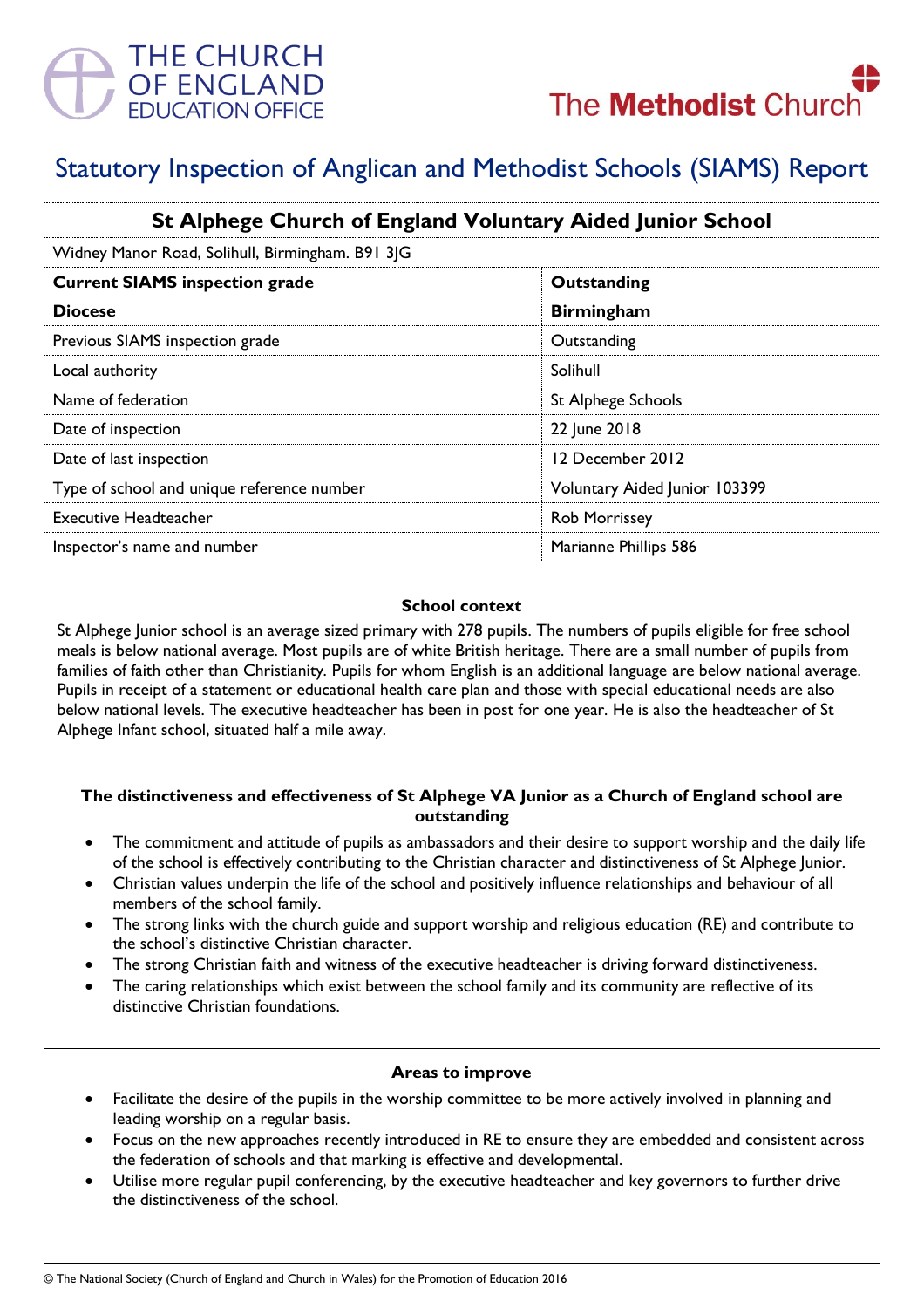THE CHURCH OF ENGLAND EDUCATION OFFICE

The Methodist Church

# Statutory Inspection of Anglican and Methodist Schools (SIAMS) Report

| St Alphege Church of England Voluntary Aided Junior School | |
|---|---|
| Widney Manor Road, Solihull, Birmingham. B91 3JG | |
| **Current SIAMS inspection grade** | **Outstanding** |
| **Diocese** | **Birmingham** |
| Previous SIAMS inspection grade | Outstanding |
| Local authority | Solihull |
| Name of federation | St Alphege Schools |
| Date of inspection | 22 June 2018 |
| Date of last inspection | 12 December 2012 |
| Type of school and unique reference number | Voluntary Aided Junior 103399 |
| Executive Headteacher | Rob Morrissey |
| Inspector's name and number | Marianne Phillips 586 |

### School context

St Alphege Junior school is an average sized primary with 278 pupils. The numbers of pupils eligible for free school meals is below national average. Most pupils are of white British heritage. There are a small number of pupils from families of faith other than Christianity. Pupils for whom English is an additional language are below national average. Pupils in receipt of a statement or educational health care plan and those with special educational needs are also below national levels. The executive headteacher has been in post for one year. He is also the headteacher of St Alphege Infant school, situated half a mile away.

### The distinctiveness and effectiveness of St Alphege VA Junior as a Church of England school are outstanding

- The commitment and attitude of pupils as ambassadors and their desire to support worship and the daily life of the school is effectively contributing to the Christian character and distinctiveness of St Alphege Junior.
- Christian values underpin the life of the school and positively influence relationships and behaviour of all members of the school family.
- The strong links with the church guide and support worship and religious education (RE) and contribute to the school's distinctive Christian character.
- The strong Christian faith and witness of the executive headteacher is driving forward distinctiveness.
- The caring relationships which exist between the school family and its community are reflective of its distinctive Christian foundations.

### Areas to improve

- Facilitate the desire of the pupils in the worship committee to be more actively involved in planning and leading worship on a regular basis.
- Focus on the new approaches recently introduced in RE to ensure they are embedded and consistent across the federation of schools and that marking is effective and developmental.
- Utilise more regular pupil conferencing, by the executive headteacher and key governors to further drive the distinctiveness of the school.

© The National Society (Church of England and Church in Wales) for the Promotion of Education 2016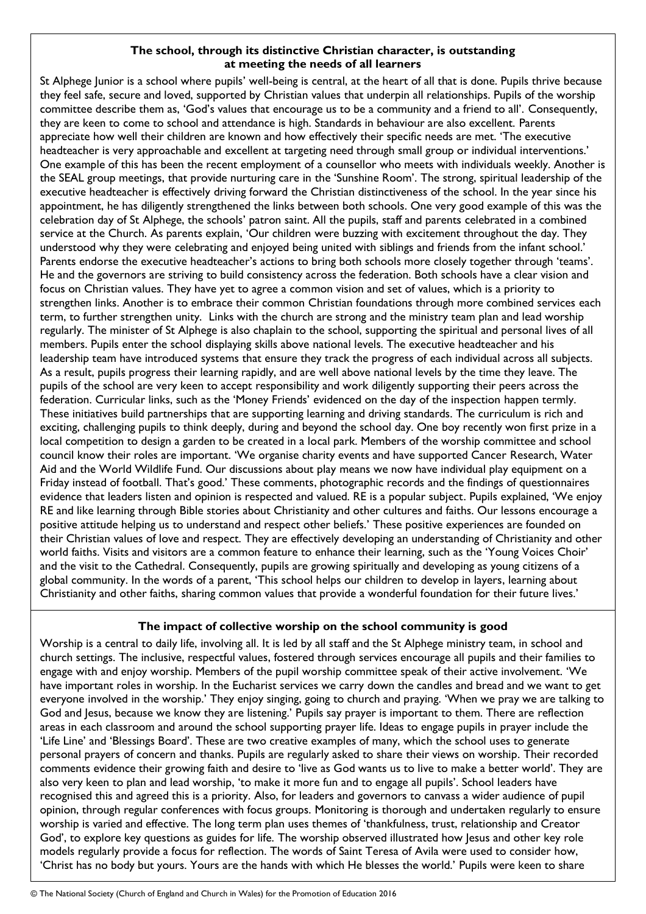### The school, through its distinctive Christian character, is outstanding at meeting the needs of all learners

St Alphege Junior is a school where pupils' well-being is central, at the heart of all that is done. Pupils thrive because they feel safe, secure and loved, supported by Christian values that underpin all relationships. Pupils of the worship committee describe them as, 'God's values that encourage us to be a community and a friend to all'. Consequently, they are keen to come to school and attendance is high. Standards in behaviour are also excellent. Parents appreciate how well their children are known and how effectively their specific needs are met. 'The executive headteacher is very approachable and excellent at targeting need through small group or individual interventions.' One example of this has been the recent employment of a counsellor who meets with individuals weekly. Another is the SEAL group meetings, that provide nurturing care in the 'Sunshine Room'. The strong, spiritual leadership of the executive headteacher is effectively driving forward the Christian distinctiveness of the school. In the year since his appointment, he has diligently strengthened the links between both schools. One very good example of this was the celebration day of St Alphege, the schools' patron saint. All the pupils, staff and parents celebrated in a combined service at the Church. As parents explain, 'Our children were buzzing with excitement throughout the day. They understood why they were celebrating and enjoyed being united with siblings and friends from the infant school.' Parents endorse the executive headteacher's actions to bring both schools more closely together through 'teams'. He and the governors are striving to build consistency across the federation. Both schools have a clear vision and focus on Christian values. They have yet to agree a common vision and set of values, which is a priority to strengthen links. Another is to embrace their common Christian foundations through more combined services each term, to further strengthen unity. Links with the church are strong and the ministry team plan and lead worship regularly. The minister of St Alphege is also chaplain to the school, supporting the spiritual and personal lives of all members. Pupils enter the school displaying skills above national levels. The executive headteacher and his leadership team have introduced systems that ensure they track the progress of each individual across all subjects. As a result, pupils progress their learning rapidly, and are well above national levels by the time they leave. The pupils of the school are very keen to accept responsibility and work diligently supporting their peers across the federation. Curricular links, such as the 'Money Friends' evidenced on the day of the inspection happen termly. These initiatives build partnerships that are supporting learning and driving standards. The curriculum is rich and exciting, challenging pupils to think deeply, during and beyond the school day. One boy recently won first prize in a local competition to design a garden to be created in a local park. Members of the worship committee and school council know their roles are important. 'We organise charity events and have supported Cancer Research, Water Aid and the World Wildlife Fund. Our discussions about play means we now have individual play equipment on a Friday instead of football. That's good.' These comments, photographic records and the findings of questionnaires evidence that leaders listen and opinion is respected and valued. RE is a popular subject. Pupils explained, 'We enjoy RE and like learning through Bible stories about Christianity and other cultures and faiths. Our lessons encourage a positive attitude helping us to understand and respect other beliefs.' These positive experiences are founded on their Christian values of love and respect. They are effectively developing an understanding of Christianity and other world faiths. Visits and visitors are a common feature to enhance their learning, such as the 'Young Voices Choir' and the visit to the Cathedral. Consequently, pupils are growing spiritually and developing as young citizens of a global community. In the words of a parent, 'This school helps our children to develop in layers, learning about Christianity and other faiths, sharing common values that provide a wonderful foundation for their future lives.'

### The impact of collective worship on the school community is good

Worship is a central to daily life, involving all. It is led by all staff and the St Alphege ministry team, in school and church settings. The inclusive, respectful values, fostered through services encourage all pupils and their families to engage with and enjoy worship. Members of the pupil worship committee speak of their active involvement. 'We have important roles in worship. In the Eucharist services we carry down the candles and bread and we want to get everyone involved in the worship.' They enjoy singing, going to church and praying. 'When we pray we are talking to God and Jesus, because we know they are listening.' Pupils say prayer is important to them. There are reflection areas in each classroom and around the school supporting prayer life. Ideas to engage pupils in prayer include the 'Life Line' and 'Blessings Board'. These are two creative examples of many, which the school uses to generate personal prayers of concern and thanks. Pupils are regularly asked to share their views on worship. Their recorded comments evidence their growing faith and desire to 'live as God wants us to live to make a better world'. They are also very keen to plan and lead worship, 'to make it more fun and to engage all pupils'. School leaders have recognised this and agreed this is a priority. Also, for leaders and governors to canvass a wider audience of pupil opinion, through regular conferences with focus groups. Monitoring is thorough and undertaken regularly to ensure worship is varied and effective. The long term plan uses themes of 'thankfulness, trust, relationship and Creator God', to explore key questions as guides for life. The worship observed illustrated how Jesus and other key role models regularly provide a focus for reflection. The words of Saint Teresa of Avila were used to consider how, 'Christ has no body but yours. Yours are the hands with which He blesses the world.' Pupils were keen to share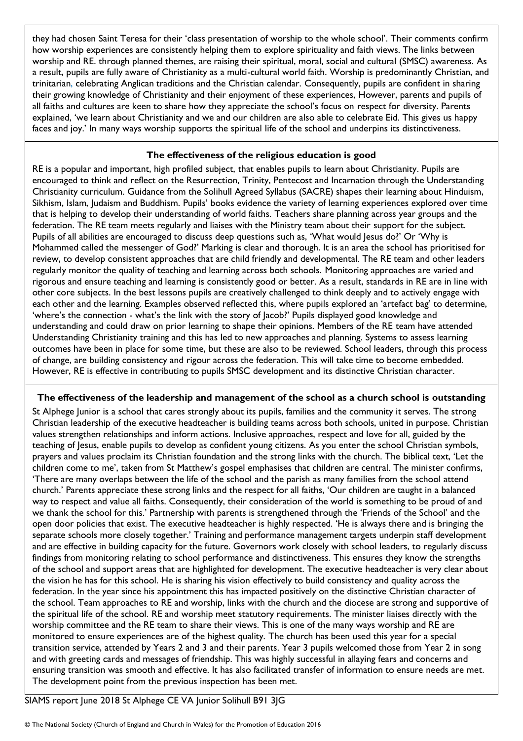they had chosen Saint Teresa for their 'class presentation of worship to the whole school'. Their comments confirm how worship experiences are consistently helping them to explore spirituality and faith views. The links between worship and RE. through planned themes, are raising their spiritual, moral, social and cultural (SMSC) awareness. As a result, pupils are fully aware of Christianity as a multi-cultural world faith. Worship is predominantly Christian, and trinitarian, celebrating Anglican traditions and the Christian calendar. Consequently, pupils are confident in sharing their growing knowledge of Christianity and their enjoyment of these experiences, However, parents and pupils of all faiths and cultures are keen to share how they appreciate the school's focus on respect for diversity. Parents explained, 'we learn about Christianity and we and our children are also able to celebrate Eid. This gives us happy faces and joy.' In many ways worship supports the spiritual life of the school and underpins its distinctiveness.

### The effectiveness of the religious education is good

RE is a popular and important, high profiled subject, that enables pupils to learn about Christianity. Pupils are encouraged to think and reflect on the Resurrection, Trinity, Pentecost and Incarnation through the Understanding Christianity curriculum. Guidance from the Solihull Agreed Syllabus (SACRE) shapes their learning about Hinduism, Sikhism, Islam, Judaism and Buddhism. Pupils' books evidence the variety of learning experiences explored over time that is helping to develop their understanding of world faiths. Teachers share planning across year groups and the federation. The RE team meets regularly and liaises with the Ministry team about their support for the subject. Pupils of all abilities are encouraged to discuss deep questions such as, 'What would Jesus do?' Or 'Why is Mohammed called the messenger of God?' Marking is clear and thorough. It is an area the school has prioritised for review, to develop consistent approaches that are child friendly and developmental. The RE team and other leaders regularly monitor the quality of teaching and learning across both schools. Monitoring approaches are varied and rigorous and ensure teaching and learning is consistently good or better. As a result, standards in RE are in line with other core subjects. In the best lessons pupils are creatively challenged to think deeply and to actively engage with each other and the learning. Examples observed reflected this, where pupils explored an 'artefact bag' to determine, 'where's the connection - what's the link with the story of Jacob?' Pupils displayed good knowledge and understanding and could draw on prior learning to shape their opinions. Members of the RE team have attended Understanding Christianity training and this has led to new approaches and planning. Systems to assess learning outcomes have been in place for some time, but these are also to be reviewed. School leaders, through this process of change, are building consistency and rigour across the federation. This will take time to become embedded. However, RE is effective in contributing to pupils SMSC development and its distinctive Christian character.

### The effectiveness of the leadership and management of the school as a church school is outstanding

St Alphege Junior is a school that cares strongly about its pupils, families and the community it serves. The strong Christian leadership of the executive headteacher is building teams across both schools, united in purpose. Christian values strengthen relationships and inform actions. Inclusive approaches, respect and love for all, guided by the teaching of Jesus, enable pupils to develop as confident young citizens. As you enter the school Christian symbols, prayers and values proclaim its Christian foundation and the strong links with the church. The biblical text, 'Let the children come to me', taken from St Matthew's gospel emphasises that children are central. The minister confirms, 'There are many overlaps between the life of the school and the parish as many families from the school attend church.' Parents appreciate these strong links and the respect for all faiths, 'Our children are taught in a balanced way to respect and value all faiths. Consequently, their consideration of the world is something to be proud of and we thank the school for this.' Partnership with parents is strengthened through the 'Friends of the School' and the open door policies that exist. The executive headteacher is highly respected. 'He is always there and is bringing the separate schools more closely together.' Training and performance management targets underpin staff development and are effective in building capacity for the future. Governors work closely with school leaders, to regularly discuss findings from monitoring relating to school performance and distinctiveness. This ensures they know the strengths of the school and support areas that are highlighted for development. The executive headteacher is very clear about the vision he has for this school. He is sharing his vision effectively to build consistency and quality across the federation. In the year since his appointment this has impacted positively on the distinctive Christian character of the school. Team approaches to RE and worship, links with the church and the diocese are strong and supportive of the spiritual life of the school. RE and worship meet statutory requirements. The minister liaises directly with the worship committee and the RE team to share their views. This is one of the many ways worship and RE are monitored to ensure experiences are of the highest quality. The church has been used this year for a special transition service, attended by Years 2 and 3 and their parents. Year 3 pupils welcomed those from Year 2 in song and with greeting cards and messages of friendship. This was highly successful in allaying fears and concerns and ensuring transition was smooth and effective. It has also facilitated transfer of information to ensure needs are met. The development point from the previous inspection has been met.

SIAMS report June 2018 St Alphege CE VA Junior Solihull B91 3JG

© The National Society (Church of England and Church in Wales) for the Promotion of Education 2016